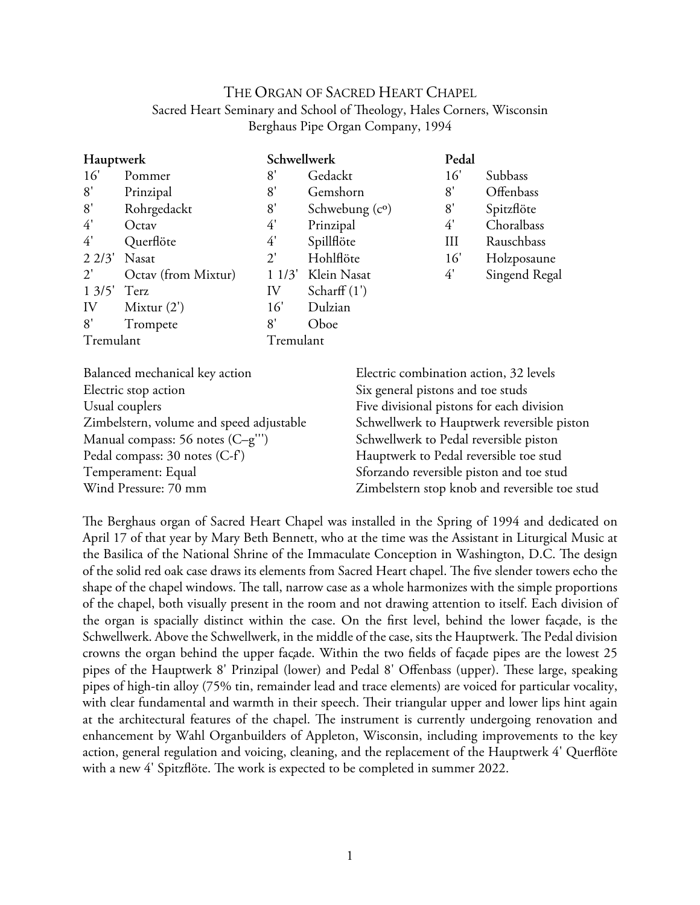# The Organ of Sacred Heart Chapel

Sacred Heart Seminary and School of Theology, Hales Corners, Wisconsin
Berghaus Pipe Organ Company, 1994

**Hauptwerk**

| | |
|---|---|
| 16' | Pommer |
| 8' | Prinzipal |
| 8' | Rohrgedackt |
| 4' | Octav |
| 4' | Querflöte |
| 2 2/3' | Nasat |
| 2' | Octav (from Mixtur) |
| 1 3/5' | Terz |
| IV | Mixtur (2') |
| 8' | Trompete |
| Tremulant | |

**Schwellwerk**

| | |
|---|---|
| 8' | Gedackt |
| 8' | Gemshorn |
| 8' | Schwebung (c°) |
| 4' | Prinzipal |
| 4' | Spillflöte |
| 2' | Hohlflöte |
| 1 1/3' | Klein Nasat |
| IV | Scharff (1') |
| 16' | Dulzian |
| 8' | Oboe |
| Tremulant | |

**Pedal**

| | |
|---|---|
| 16' | Subbass |
| 8' | Offenbass |
| 8' | Spitzflöte |
| 4' | Choralbass |
| III | Rauschbass |
| 16' | Holzposaune |
| 4' | Singend Regal |

Balanced mechanical key action
Electric stop action
Usual couplers
Zimbelstern, volume and speed adjustable
Manual compass: 56 notes (C–g''')
Pedal compass: 30 notes (C-f')
Temperament: Equal
Wind Pressure: 70 mm

Electric combination action, 32 levels
Six general pistons and toe studs
Five divisional pistons for each division
Schwellwerk to Hauptwerk reversible piston
Schwellwerk to Pedal reversible piston
Hauptwerk to Pedal reversible toe stud
Sforzando reversible piston and toe stud
Zimbelstern stop knob and reversible toe stud

The Berghaus organ of Sacred Heart Chapel was installed in the Spring of 1994 and dedicated on April 17 of that year by Mary Beth Bennett, who at the time was the Assistant in Liturgical Music at the Basilica of the National Shrine of the Immaculate Conception in Washington, D.C. The design of the solid red oak case draws its elements from Sacred Heart chapel. The five slender towers echo the shape of the chapel windows. The tall, narrow case as a whole harmonizes with the simple proportions of the chapel, both visually present in the room and not drawing attention to itself. Each division of the organ is spacially distinct within the case. On the first level, behind the lower façade, is the Schwellwerk. Above the Schwellwerk, in the middle of the case, sits the Hauptwerk. The Pedal division crowns the organ behind the upper façade. Within the two fields of façade pipes are the lowest 25 pipes of the Hauptwerk 8' Prinzipal (lower) and Pedal 8' Offenbass (upper). These large, speaking pipes of high-tin alloy (75% tin, remainder lead and trace elements) are voiced for particular vocality, with clear fundamental and warmth in their speech. Their triangular upper and lower lips hint again at the architectural features of the chapel. The instrument is currently undergoing renovation and enhancement by Wahl Organbuilders of Appleton, Wisconsin, including improvements to the key action, general regulation and voicing, cleaning, and the replacement of the Hauptwerk 4' Querflöte with a new 4' Spitzflöte. The work is expected to be completed in summer 2022.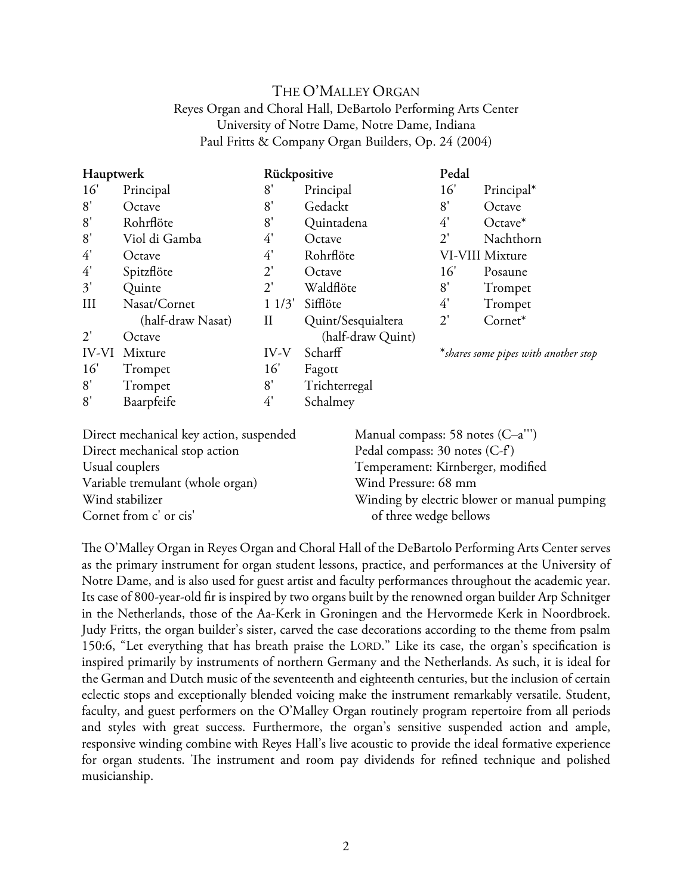# The O'Malley Organ

Reyes Organ and Choral Hall, DeBartolo Performing Arts Center
University of Notre Dame, Notre Dame, Indiana
Paul Fritts & Company Organ Builders, Op. 24 (2004)

| **Hauptwerk** | | **Rückpositive** | | **Pedal** | |
|---|---|---|---|---|---|
| 16' | Principal | 8' | Principal | 16' | Principal* |
| 8' | Octave | 8' | Gedackt | 8' | Octave |
| 8' | Rohrflöte | 8' | Quintadena | 4' | Octave* |
| 8' | Viol di Gamba | 4' | Octave | 2' | Nachthorn |
| 4' | Octave | 4' | Rohrflöte | VI-VIII | Mixture |
| 4' | Spitzflöte | 2' | Octave | 16' | Posaune |
| 3' | Quinte | 2' | Waldflöte | 8' | Trompet |
| III | Nasat/Cornet (half-draw Nasat) | 1 1/3' | Sifflöte | 4' | Trompet |
| 2' | Octave | II | Quint/Sesquialtera (half-draw Quint) | 2' | Cornet* |
| IV-VI | Mixture | IV-V | Scharff | | |
| 16' | Trompet | 16' | Fagott | | |
| 8' | Trompet | 8' | Trichterregal | | |
| 8' | Baarpfeife | 4' | Schalmey | | |

*\*shares some pipes with another stop*

Direct mechanical key action, suspended
Direct mechanical stop action
Usual couplers
Variable tremulant (whole organ)
Wind stabilizer
Cornet from c' or cis'

Manual compass: 58 notes (C–a''')
Pedal compass: 30 notes (C-f')
Temperament: Kirnberger, modified
Wind Pressure: 68 mm
Winding by electric blower or manual pumping of three wedge bellows

The O'Malley Organ in Reyes Organ and Choral Hall of the DeBartolo Performing Arts Center serves as the primary instrument for organ student lessons, practice, and performances at the University of Notre Dame, and is also used for guest artist and faculty performances throughout the academic year. Its case of 800-year-old fir is inspired by two organs built by the renowned organ builder Arp Schnitger in the Netherlands, those of the Aa-Kerk in Groningen and the Hervormede Kerk in Noordbroek. Judy Fritts, the organ builder's sister, carved the case decorations according to the theme from psalm 150:6, "Let everything that has breath praise the LORD." Like its case, the organ's specification is inspired primarily by instruments of northern Germany and the Netherlands. As such, it is ideal for the German and Dutch music of the seventeenth and eighteenth centuries, but the inclusion of certain eclectic stops and exceptionally blended voicing make the instrument remarkably versatile. Student, faculty, and guest performers on the O'Malley Organ routinely program repertoire from all periods and styles with great success. Furthermore, the organ's sensitive suspended action and ample, responsive winding combine with Reyes Hall's live acoustic to provide the ideal formative experience for organ students. The instrument and room pay dividends for refined technique and polished musicianship.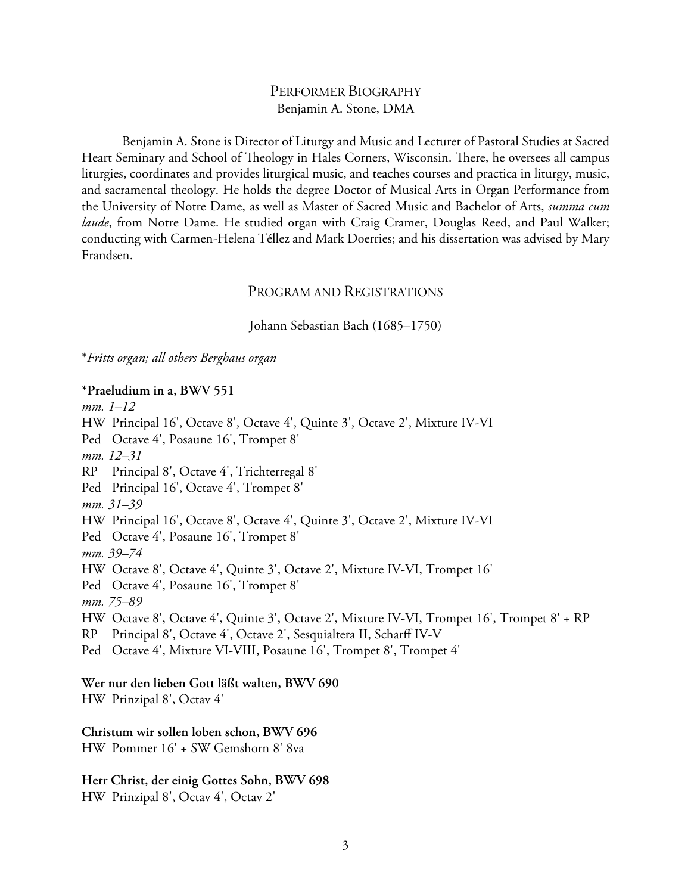## Performer Biography

Benjamin A. Stone, DMA

Benjamin A. Stone is Director of Liturgy and Music and Lecturer of Pastoral Studies at Sacred Heart Seminary and School of Theology in Hales Corners, Wisconsin. There, he oversees all campus liturgies, coordinates and provides liturgical music, and teaches courses and practica in liturgy, music, and sacramental theology. He holds the degree Doctor of Musical Arts in Organ Performance from the University of Notre Dame, as well as Master of Sacred Music and Bachelor of Arts, *summa cum laude*, from Notre Dame. He studied organ with Craig Cramer, Douglas Reed, and Paul Walker; conducting with Carmen-Helena Téllez and Mark Doerries; and his dissertation was advised by Mary Frandsen.

## Program and Registrations

Johann Sebastian Bach (1685–1750)

*\*Fritts organ; all others Berghaus organ*

**\*Praeludium in a, BWV 551**

*mm. 1–12*
HW Principal 16', Octave 8', Octave 4', Quinte 3', Octave 2', Mixture IV-VI
Ped Octave 4', Posaune 16', Trompet 8'
*mm. 12–31*
RP Principal 8', Octave 4', Trichterregal 8'
Ped Principal 16', Octave 4', Trompet 8'
*mm. 31–39*
HW Principal 16', Octave 8', Octave 4', Quinte 3', Octave 2', Mixture IV-VI
Ped Octave 4', Posaune 16', Trompet 8'
*mm. 39–74*
HW Octave 8', Octave 4', Quinte 3', Octave 2', Mixture IV-VI, Trompet 16'
Ped Octave 4', Posaune 16', Trompet 8'
*mm. 75–89*
HW Octave 8', Octave 4', Quinte 3', Octave 2', Mixture IV-VI, Trompet 16', Trompet 8' + RP
RP Principal 8', Octave 4', Octave 2', Sesquialtera II, Scharff IV-V
Ped Octave 4', Mixture VI-VIII, Posaune 16', Trompet 8', Trompet 4'

**Wer nur den lieben Gott läßt walten, BWV 690**
HW Prinzipal 8', Octav 4'

**Christum wir sollen loben schon, BWV 696**
HW Pommer 16' + SW Gemshorn 8' 8va

**Herr Christ, der einig Gottes Sohn, BWV 698**
HW Prinzipal 8', Octav 4', Octav 2'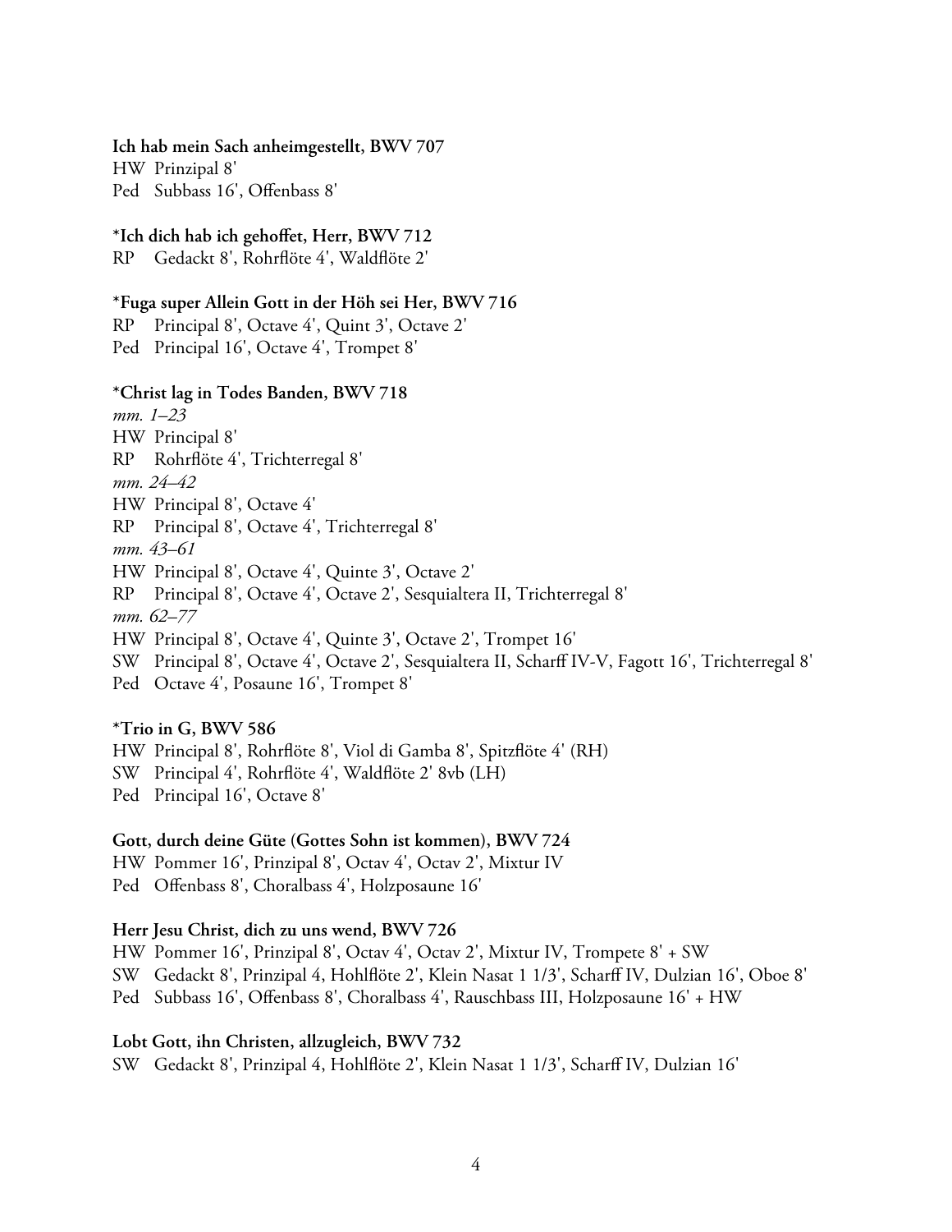**Ich hab mein Sach anheimgestellt, BWV 707**

HW Prinzipal 8'
Ped Subbass 16', Offenbass 8'

**\*Ich dich hab ich gehoffet, Herr, BWV 712**

RP Gedackt 8', Rohrflöte 4', Waldflöte 2'

**\*Fuga super Allein Gott in der Höh sei Her, BWV 716**

RP Principal 8', Octave 4', Quint 3', Octave 2'
Ped Principal 16', Octave 4', Trompet 8'

**\*Christ lag in Todes Banden, BWV 718**

*mm. 1–23*
HW Principal 8'
RP Rohrflöte 4', Trichterregal 8'
*mm. 24–42*
HW Principal 8', Octave 4'
RP Principal 8', Octave 4', Trichterregal 8'
*mm. 43–61*
HW Principal 8', Octave 4', Quinte 3', Octave 2'
RP Principal 8', Octave 4', Octave 2', Sesquialtera II, Trichterregal 8'
*mm. 62–77*
HW Principal 8', Octave 4', Quinte 3', Octave 2', Trompet 16'
SW Principal 8', Octave 4', Octave 2', Sesquialtera II, Scharff IV-V, Fagott 16', Trichterregal 8'
Ped Octave 4', Posaune 16', Trompet 8'

**\*Trio in G, BWV 586**

HW Principal 8', Rohrflöte 8', Viol di Gamba 8', Spitzflöte 4' (RH)
SW Principal 4', Rohrflöte 4', Waldflöte 2' 8vb (LH)
Ped Principal 16', Octave 8'

**Gott, durch deine Güte (Gottes Sohn ist kommen), BWV 724**

HW Pommer 16', Prinzipal 8', Octav 4', Octav 2', Mixtur IV
Ped Offenbass 8', Choralbass 4', Holzposaune 16'

**Herr Jesu Christ, dich zu uns wend, BWV 726**

HW Pommer 16', Prinzipal 8', Octav 4', Octav 2', Mixtur IV, Trompete 8' + SW
SW Gedackt 8', Prinzipal 4, Hohlflöte 2', Klein Nasat 1 1/3', Scharff IV, Dulzian 16', Oboe 8'
Ped Subbass 16', Offenbass 8', Choralbass 4', Rauschbass III, Holzposaune 16' + HW

**Lobt Gott, ihn Christen, allzugleich, BWV 732**

SW Gedackt 8', Prinzipal 4, Hohlflöte 2', Klein Nasat 1 1/3', Scharff IV, Dulzian 16'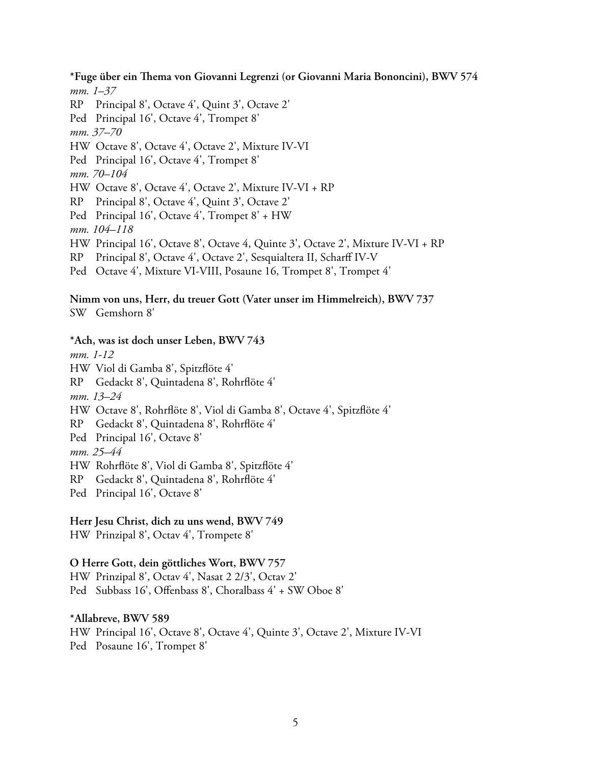**\*Fuge über ein Thema von Giovanni Legrenzi (or Giovanni Maria Bononcini), BWV 574**

*mm. 1–37*

RP Principal 8', Octave 4', Quint 3', Octave 2'
Ped Principal 16', Octave 4', Trompet 8'

*mm. 37–70*

HW Octave 8', Octave 4', Octave 2', Mixture IV-VI
Ped Principal 16', Octave 4', Trompet 8'

*mm. 70–104*

HW Octave 8', Octave 4', Octave 2', Mixture IV-VI + RP
RP Principal 8', Octave 4', Quint 3', Octave 2'
Ped Principal 16', Octave 4', Trompet 8' + HW

*mm. 104–118*

HW Principal 16', Octave 8', Octave 4, Quinte 3', Octave 2', Mixture IV-VI + RP
RP Principal 8', Octave 4', Octave 2', Sesquialtera II, Scharff IV-V
Ped Octave 4', Mixture VI-VIII, Posaune 16, Trompet 8', Trompet 4'

**Nimm von uns, Herr, du treuer Gott (Vater unser im Himmelreich), BWV 737**

SW Gemshorn 8'

**\*Ach, was ist doch unser Leben, BWV 743**

*mm. 1-12*

HW Viol di Gamba 8', Spitzflöte 4'
RP Gedackt 8', Quintadena 8', Rohrflöte 4'

*mm. 13–24*

HW Octave 8', Rohrflöte 8', Viol di Gamba 8', Octave 4', Spitzflöte 4'
RP Gedackt 8', Quintadena 8', Rohrflöte 4'
Ped Principal 16', Octave 8'

*mm. 25–44*

HW Rohrflöte 8', Viol di Gamba 8', Spitzflöte 4'
RP Gedackt 8', Quintadena 8', Rohrflöte 4'
Ped Principal 16', Octave 8'

**Herr Jesu Christ, dich zu uns wend, BWV 749**

HW Prinzipal 8', Octav 4', Trompete 8'

**O Herre Gott, dein göttliches Wort, BWV 757**

HW Prinzipal 8', Octav 4', Nasat 2 2/3', Octav 2'
Ped Subbass 16', Offenbass 8', Choralbass 4' + SW Oboe 8'

**\*Allabreve, BWV 589**

HW Principal 16', Octave 8', Octave 4', Quinte 3', Octave 2', Mixture IV-VI
Ped Posaune 16', Trompet 8'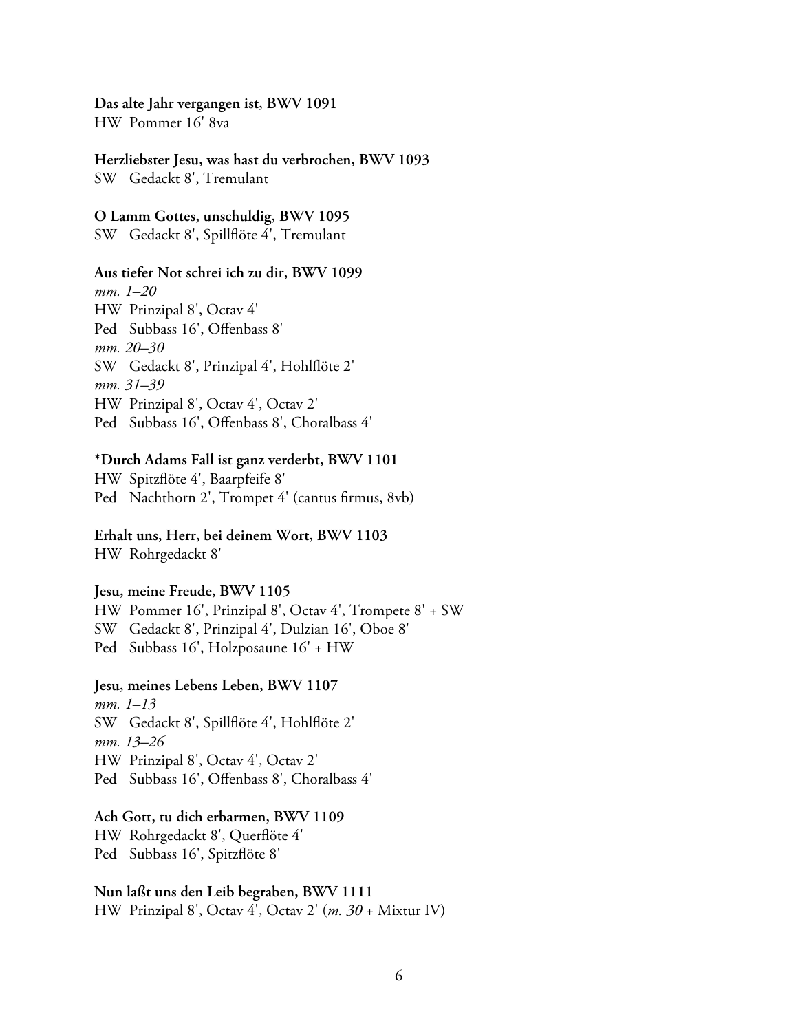**Das alte Jahr vergangen ist, BWV 1091**
HW Pommer 16' 8va

**Herzliebster Jesu, was hast du verbrochen, BWV 1093**
SW Gedackt 8', Tremulant

**O Lamm Gottes, unschuldig, BWV 1095**
SW Gedackt 8', Spillflöte 4', Tremulant

**Aus tiefer Not schrei ich zu dir, BWV 1099**
*mm. 1–20*
HW Prinzipal 8', Octav 4'
Ped Subbass 16', Offenbass 8'
*mm. 20–30*
SW Gedackt 8', Prinzipal 4', Hohlflöte 2'
*mm. 31–39*
HW Prinzipal 8', Octav 4', Octav 2'
Ped Subbass 16', Offenbass 8', Choralbass 4'

**\*Durch Adams Fall ist ganz verderbt, BWV 1101**
HW Spitzflöte 4', Baarpfeife 8'
Ped Nachthorn 2', Trompet 4' (cantus firmus, 8vb)

**Erhalt uns, Herr, bei deinem Wort, BWV 1103**
HW Rohrgedackt 8'

**Jesu, meine Freude, BWV 1105**
HW Pommer 16', Prinzipal 8', Octav 4', Trompete 8' + SW
SW Gedackt 8', Prinzipal 4', Dulzian 16', Oboe 8'
Ped Subbass 16', Holzposaune 16' + HW

**Jesu, meines Lebens Leben, BWV 1107**
*mm. 1–13*
SW Gedackt 8', Spillflöte 4', Hohlflöte 2'
*mm. 13–26*
HW Prinzipal 8', Octav 4', Octav 2'
Ped Subbass 16', Offenbass 8', Choralbass 4'

**Ach Gott, tu dich erbarmen, BWV 1109**
HW Rohrgedackt 8', Querflöte 4'
Ped Subbass 16', Spitzflöte 8'

**Nun laßt uns den Leib begraben, BWV 1111**
HW Prinzipal 8', Octav 4', Octav 2' (*m. 30* + Mixtur IV)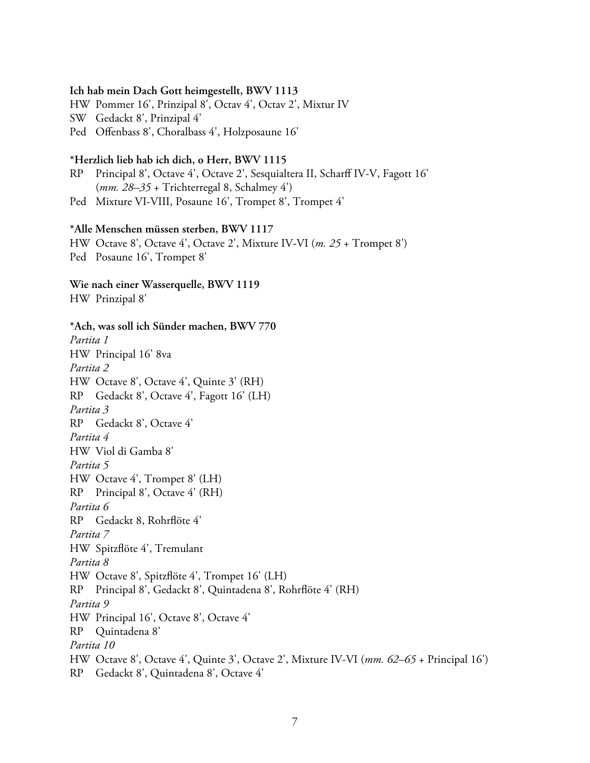**Ich hab mein Dach Gott heimgestellt, BWV 1113**

HW Pommer 16', Prinzipal 8', Octav 4', Octav 2', Mixtur IV
SW Gedackt 8', Prinzipal 4'
Ped Offenbass 8', Choralbass 4', Holzposaune 16'

**\*Herzlich lieb hab ich dich, o Herr, BWV 1115**

RP Principal 8', Octave 4', Octave 2', Sesquialtera II, Scharff IV-V, Fagott 16' (*mm. 28–35* + Trichterregal 8, Schalmey 4')
Ped Mixture VI-VIII, Posaune 16', Trompet 8', Trompet 4'

**\*Alle Menschen müssen sterben, BWV 1117**

HW Octave 8', Octave 4', Octave 2', Mixture IV-VI (*m. 25* + Trompet 8')
Ped Posaune 16', Trompet 8'

**Wie nach einer Wasserquelle, BWV 1119**

HW Prinzipal 8'

**\*Ach, was soll ich Sünder machen, BWV 770**

*Partita 1*
HW Principal 16' 8va
*Partita 2*
HW Octave 8', Octave 4', Quinte 3' (RH)
RP Gedackt 8', Octave 4', Fagott 16' (LH)
*Partita 3*
RP Gedackt 8', Octave 4'
*Partita 4*
HW Viol di Gamba 8'
*Partita 5*
HW Octave 4', Trompet 8' (LH)
RP Principal 8', Octave 4' (RH)
*Partita 6*
RP Gedackt 8, Rohrflöte 4'
*Partita 7*
HW Spitzflöte 4', Tremulant
*Partita 8*
HW Octave 8', Spitzflöte 4', Trompet 16' (LH)
RP Principal 8', Gedackt 8', Quintadena 8', Rohrflöte 4' (RH)
*Partita 9*
HW Principal 16', Octave 8', Octave 4'
RP Quintadena 8'
*Partita 10*
HW Octave 8', Octave 4', Quinte 3', Octave 2', Mixture IV-VI (*mm. 62–65* + Principal 16')
RP Gedackt 8', Quintadena 8', Octave 4'